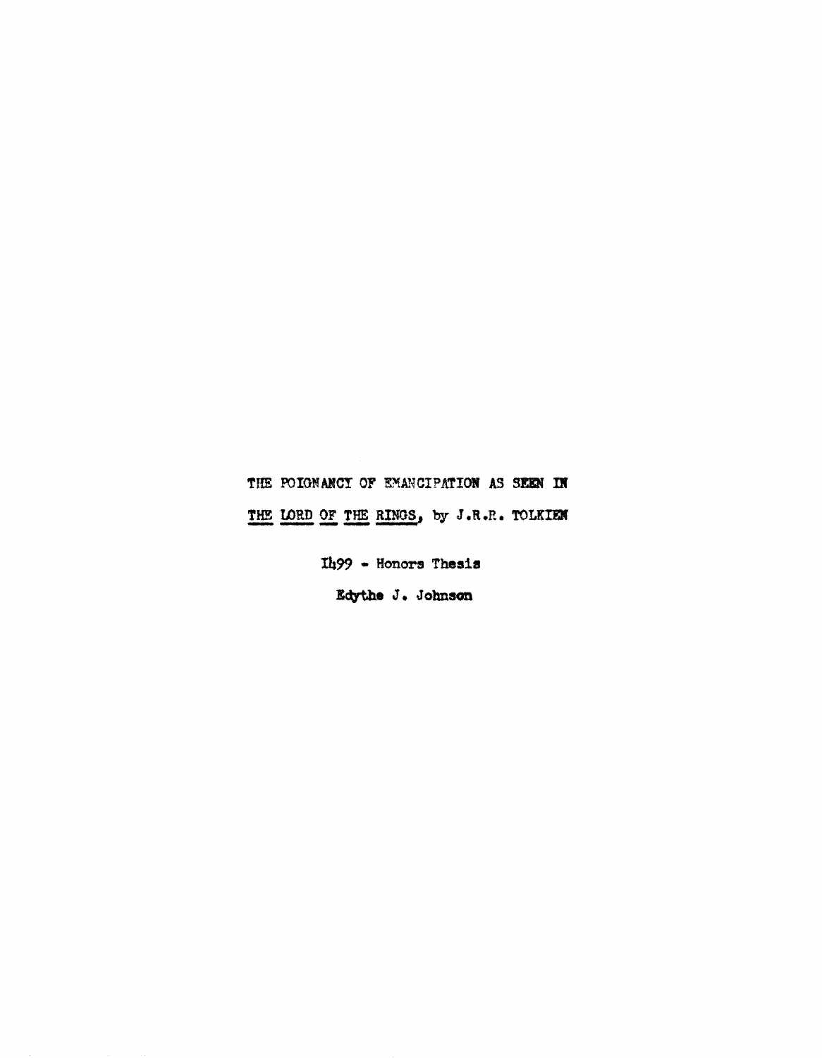# THE POIGNANCY OF EMANCIPATION AS SEEN IN THE LORD OF THE RINGS, by J.R.R. TOLKIEN

I499 - Honors Thesis

Edythe J. Johnson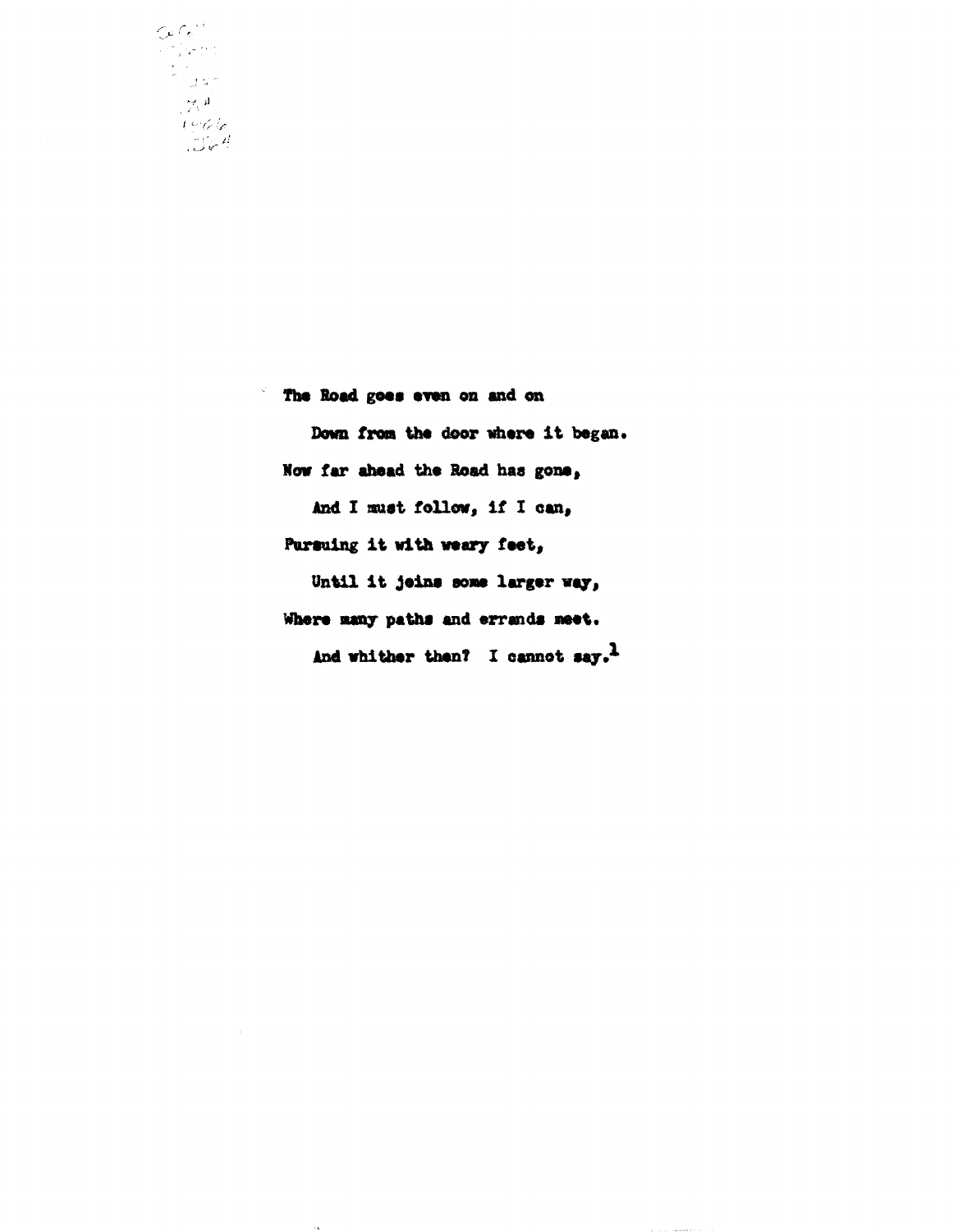The Road goes even on and on

   Down from the door where it began.

Now far ahead the Road has gone,

   And I must follow, if I can,

Pursuing it with weary feet,

   Until it joins some larger way,

Where many paths and errands meet.

   And whither then? I cannot say.[1]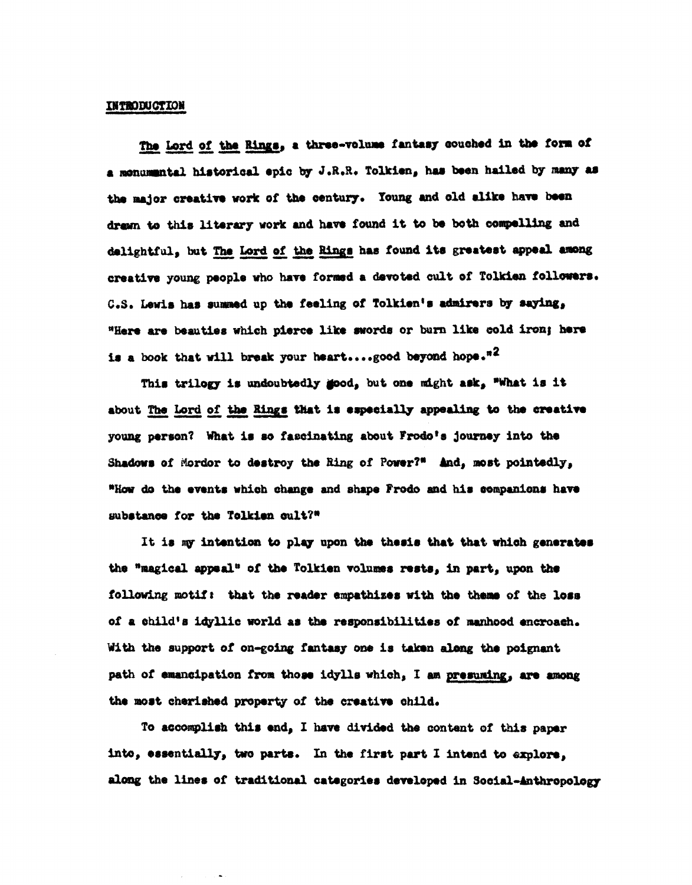## INTRODUCTION

_The Lord of the Rings_, a three-volume fantasy couched in the form of a monumental historical epic by J.R.R. Tolkien, has been hailed by many as the major creative work of the century. Young and old alike have been drawn to this literary work and have found it to be both compelling and delightful, but _The Lord of the Rings_ has found its greatest appeal among creative young people who have formed a devoted cult of Tolkien followers. C.S. Lewis has summed up the feeling of Tolkien's admirers by saying, "Here are beauties which pierce like swords or burn like cold iron; here is a book that will break your heart....good beyond hope."[2]

This trilogy is undoubtedly good, but one might ask, "What is it about _The Lord of the Rings_ that is especially appealing to the creative young person? What is so fascinating about Frodo's journey into the Shadows of Mordor to destroy the Ring of Power?" And, most pointedly, "How do the events which change and shape Frodo and his companions have substance for the Tolkien cult?"

It is my intention to play upon the thesis that that which generates the "magical appeal" of the Tolkien volumes rests, in part, upon the following motif: that the reader empathizes with the theme of the loss of a child's idyllic world as the responsibilities of manhood encroach. With the support of on-going fantasy one is taken along the poignant path of emancipation from those idylls which, I am _presuming_, are among the most cherished property of the creative child.

To accomplish this end, I have divided the content of this paper into, essentially, two parts. In the first part I intend to explore, along the lines of traditional categories developed in Social-Anthropology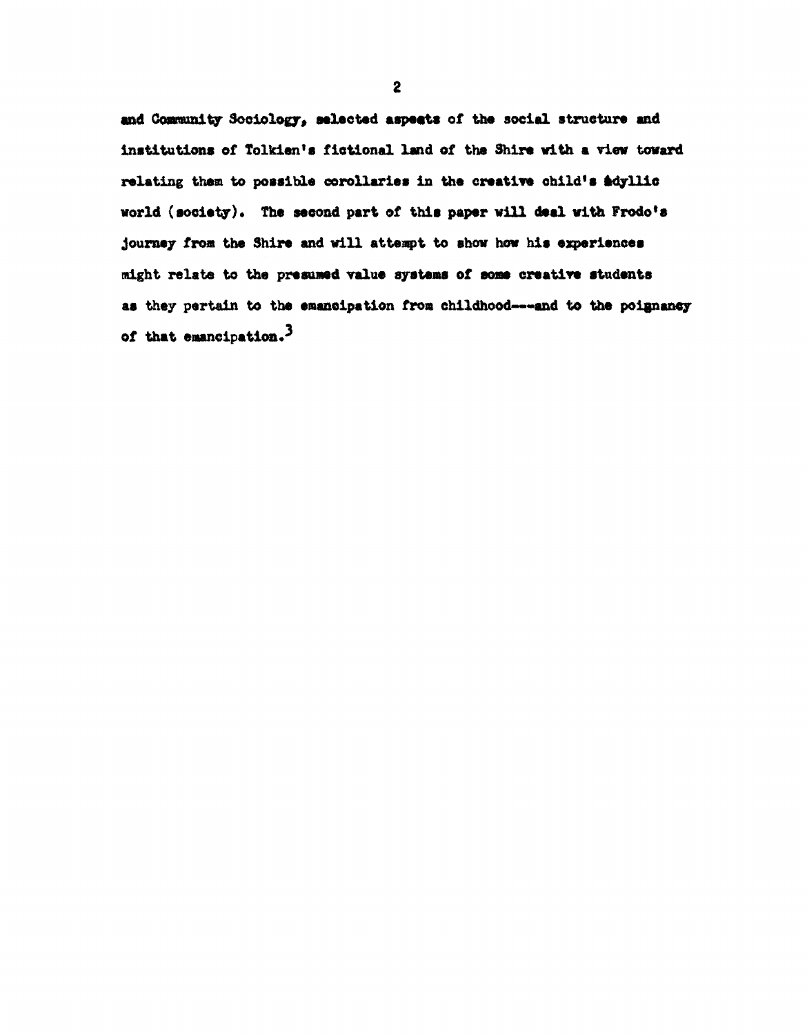and Community Sociology, selected aspects of the social structure and institutions of Tolkien's fictional land of the Shire with a view toward relating them to possible corollaries in the creative child's idyllic world (society). The second part of this paper will deal with Frodo's journey from the Shire and will attempt to show how his experiences might relate to the presumed value systems of some creative students as they pertain to the emancipation from childhood---and to the poignancy of that emancipation.[3]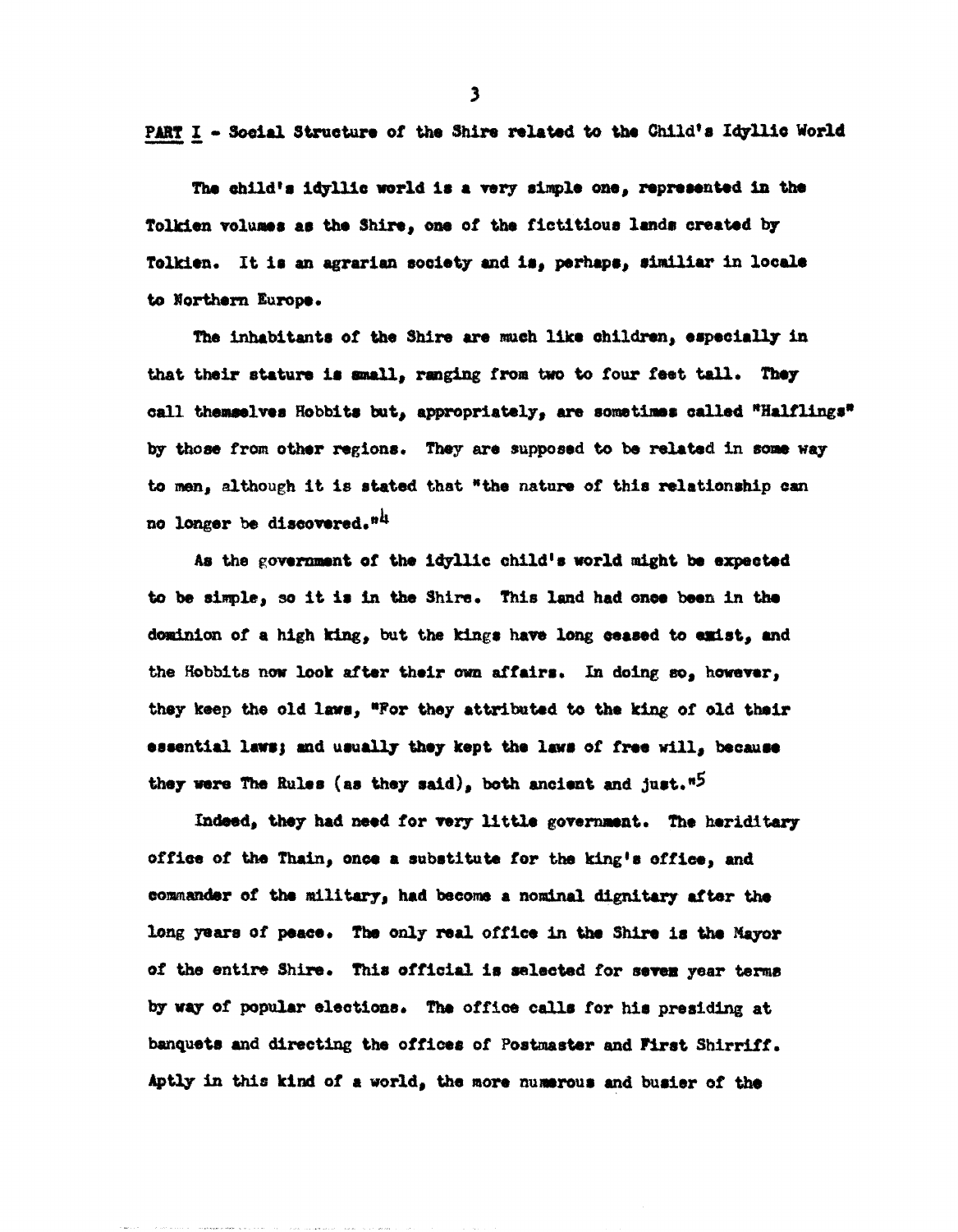<u>PART I</u> - Social Structure of the Shire related to the Child's Idyllic World

The child's idyllic world is a very simple one, represented in the Tolkien volumes as the Shire, one of the fictitious lands created by Tolkien. It is an agrarian society and is, perhaps, similiar in locale to Northern Europe.

The inhabitants of the Shire are much like children, especially in that their stature is small, ranging from two to four feet tall. They call themselves Hobbits but, appropriately, are sometimes called "Halflings" by those from other regions. They are supposed to be related in some way to men, although it is stated that "the nature of this relationship can no longer be discovered."[4]

As the government of the idyllic child's world might be expected to be simple, so it is in the Shire. This land had once been in the dominion of a high king, but the kings have long ceased to exist, and the Hobbits now look after their own affairs. In doing so, however, they keep the old laws, "For they attributed to the king of old their essential laws; and usually they kept the laws of free will, because they were The Rules (as they said), both ancient and just."[5]

Indeed, they had need for very little government. The heriditary office of the Thain, once a substitute for the king's office, and commander of the military, had become a nominal dignitary after the long years of peace. The only real office in the Shire is the Mayor of the entire Shire. This official is selected for seven year terms by way of popular elections. The office calls for his presiding at banquets and directing the offices of Postmaster and First Shirriff. Aptly in this kind of a world, the more numerous and busier of the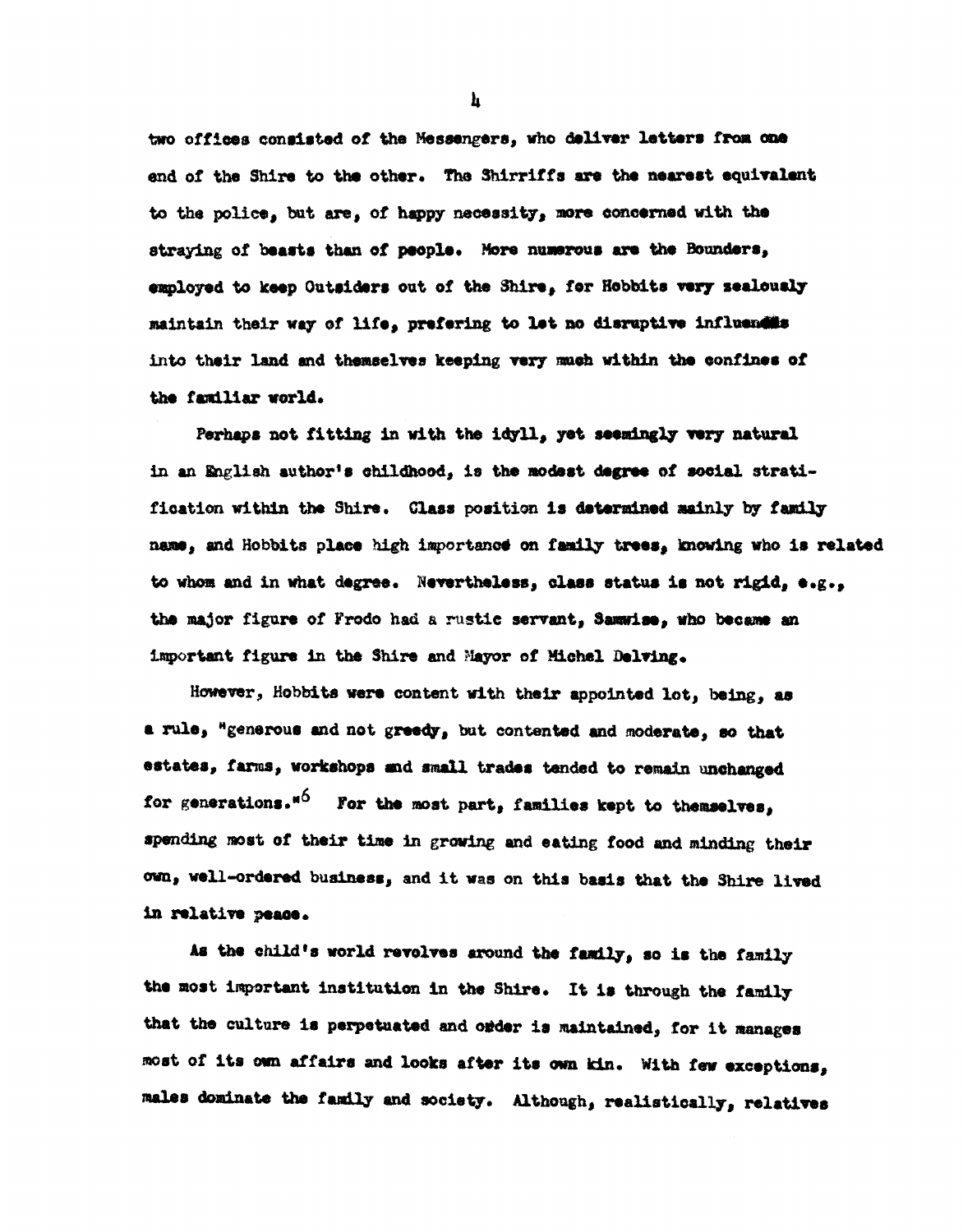two offices consisted of the Messengers, who deliver letters from one end of the Shire to the other. The Shirriffs are the nearest equivalent to the police, but are, of happy necessity, more concerned with the straying of beasts than of people. More numerous are the Bounders, employed to keep Outsiders out of the Shire, for Hobbits very zealously maintain their way of life, prefering to let no disruptive influences into their land and themselves keeping very much within the confines of the familiar world.

Perhaps not fitting in with the idyll, yet seemingly very natural in an English author's childhood, is the modest degree of social stratification within the Shire. Class position is determined mainly by family name, and Hobbits place high importance on family trees, knowing who is related to whom and in what degree. Nevertheless, class status is not rigid, e.g., the major figure of Frodo had a rustic servant, Samwise, who became an important figure in the Shire and Mayor of Michel Delving.

However, Hobbits were content with their appointed lot, being, as a rule, "generous and not greedy, but contented and moderate, so that estates, farms, workshops and small trades tended to remain unchanged for generations."[6] For the most part, families kept to themselves, spending most of their time in growing and eating food and minding their own, well-ordered business, and it was on this basis that the Shire lived in relative peace.

As the child's world revolves around the family, so is the family the most important institution in the Shire. It is through the family that the culture is perpetuated and order is maintained, for it manages most of its own affairs and looks after its own kin. With few exceptions, males dominate the family and society. Although, realistically, relatives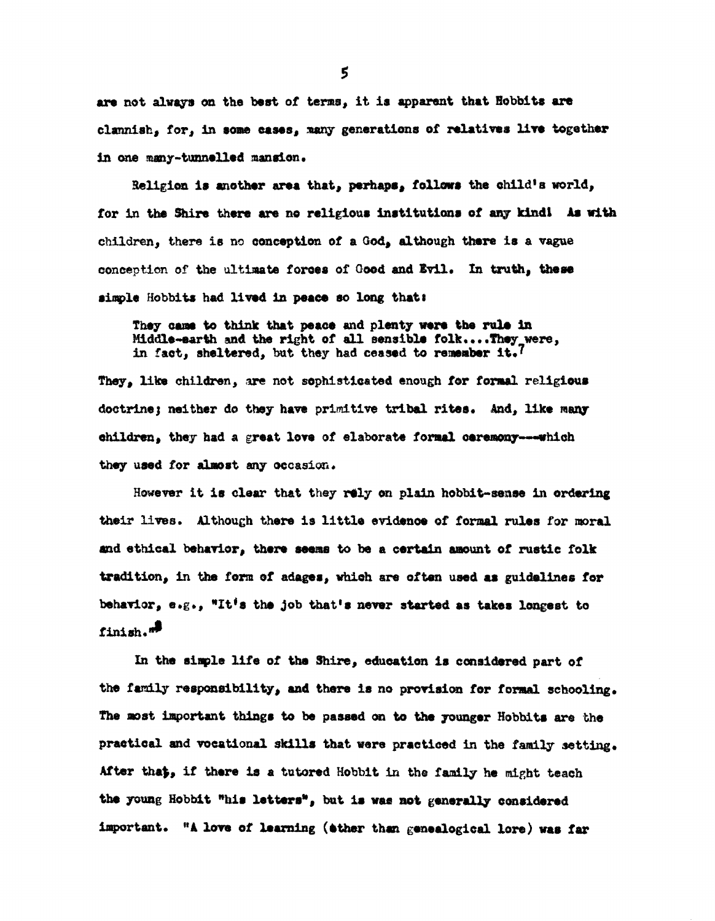are not always on the best of terms, it is apparent that Hobbits are clannish, for, in some cases, many generations of relatives live together in one many-tunnelled mansion.

Religion is another area that, perhaps, follows the child's world, for in the Shire there are no religious institutions of any kind! As with children, there is no conception of a God, although there is a vague conception of the ultimate forces of Good and Evil. In truth, these simple Hobbits had lived in peace so long that:

> They came to think that peace and plenty were the rule in Middle-earth and the right of all sensible folk....They were, in fact, sheltered, but they had ceased to remember it.[7]

They, like children, are not sophisticated enough for formal religious doctrine; neither do they have primitive tribal rites. And, like many children, they had a great love of elaborate formal ceremony---which they used for almost any occasion.

However it is clear that they rely on plain hobbit-sense in ordering their lives. Although there is little evidence of formal rules for moral and ethical behavior, there seems to be a certain amount of rustic folk tradition, in the form of adages, which are often used as guidelines for behavior, e.g., "It's the job that's never started as takes longest to finish."[8]

In the simple life of the Shire, education is considered part of the family responsibility, and there is no provision for formal schooling. The most important things to be passed on to the younger Hobbits are the practical and vocational skills that were practiced in the family setting. After that, if there is a tutored Hobbit in the family he might teach the young Hobbit "his letters", but is was not generally considered important. "A love of learning (other than genealogical lore) was far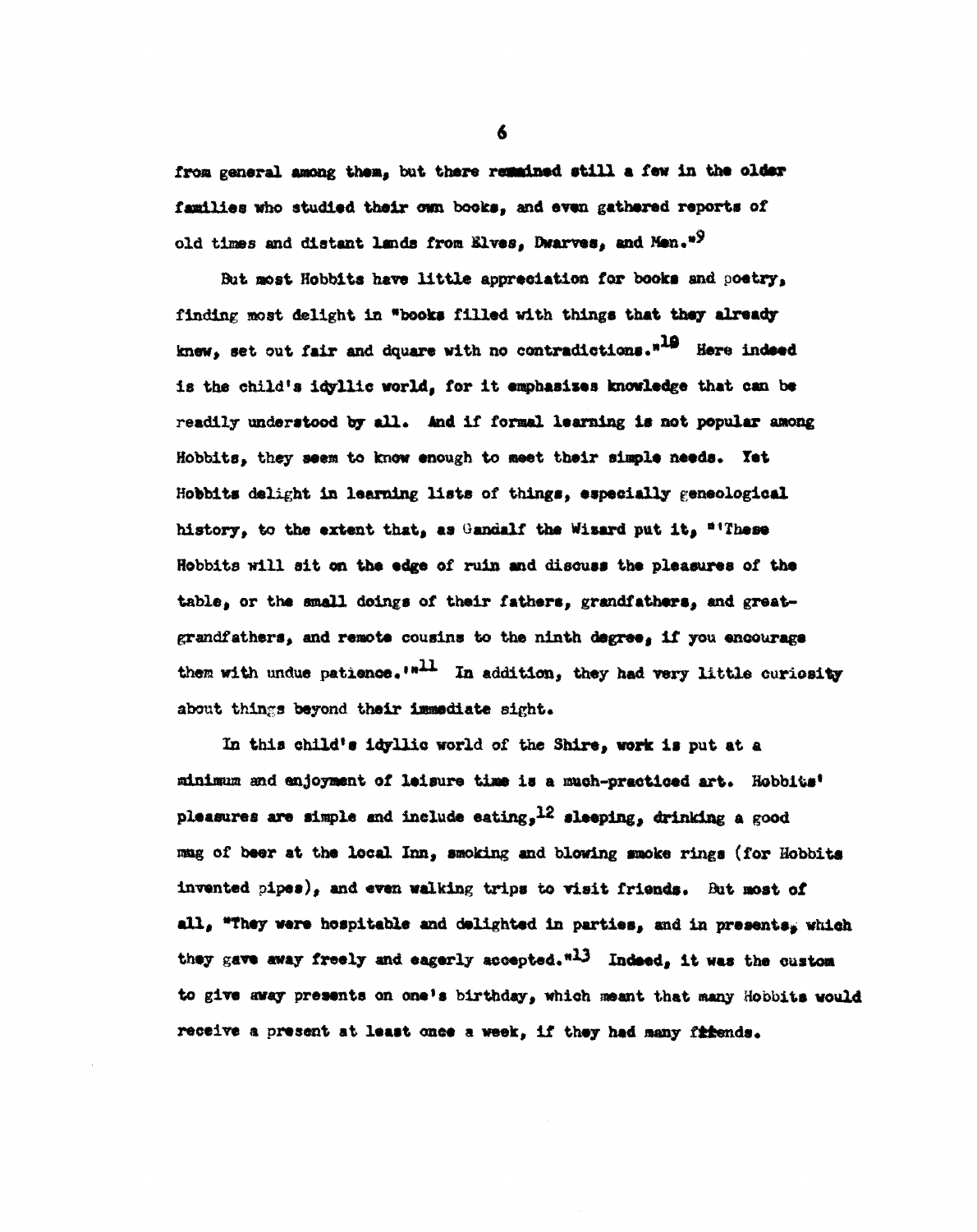from general among them, but there remained still a few in the older families who studied their own books, and even gathered reports of old times and distant lands from Elves, Dwarves, and Men."[9]

But most Hobbits have little appreciation for books and poetry, finding most delight in "books filled with things that they already knew, set out fair and dquare with no contradictions."[10] Here indeed is the child's idyllic world, for it emphasizes knowledge that can be readily understood by all. And if formal learning is not popular among Hobbits, they seem to know enough to meet their simple needs. Yet Hobbits delight in learning lists of things, especially geneological history, to the extent that, as Gandalf the Wizard put it, "'These Hobbits will sit on the edge of ruin and discuss the pleasures of the table, or the small doings of their fathers, grandfathers, and great-grandfathers, and remote cousins to the ninth degree, if you encourage them with undue patience.'"[11] In addition, they had very little curiosity about things beyond their immediate sight.

In this child's idyllic world of the Shire, work is put at a minimum and enjoyment of leisure time is a much-practiced art. Hobbits' pleasures are simple and include eating,[12] sleeping, drinking a good mug of beer at the local Inn, smoking and blowing smoke rings (for Hobbits invented pipes), and even walking trips to visit friends. But most of all, "They were hospitable and delighted in parties, and in presents, which they gave away freely and eagerly accepted."[13] Indeed, it was the custom to give away presents on one's birthday, which meant that many Hobbits would receive a present at least once a week, if they had many friends.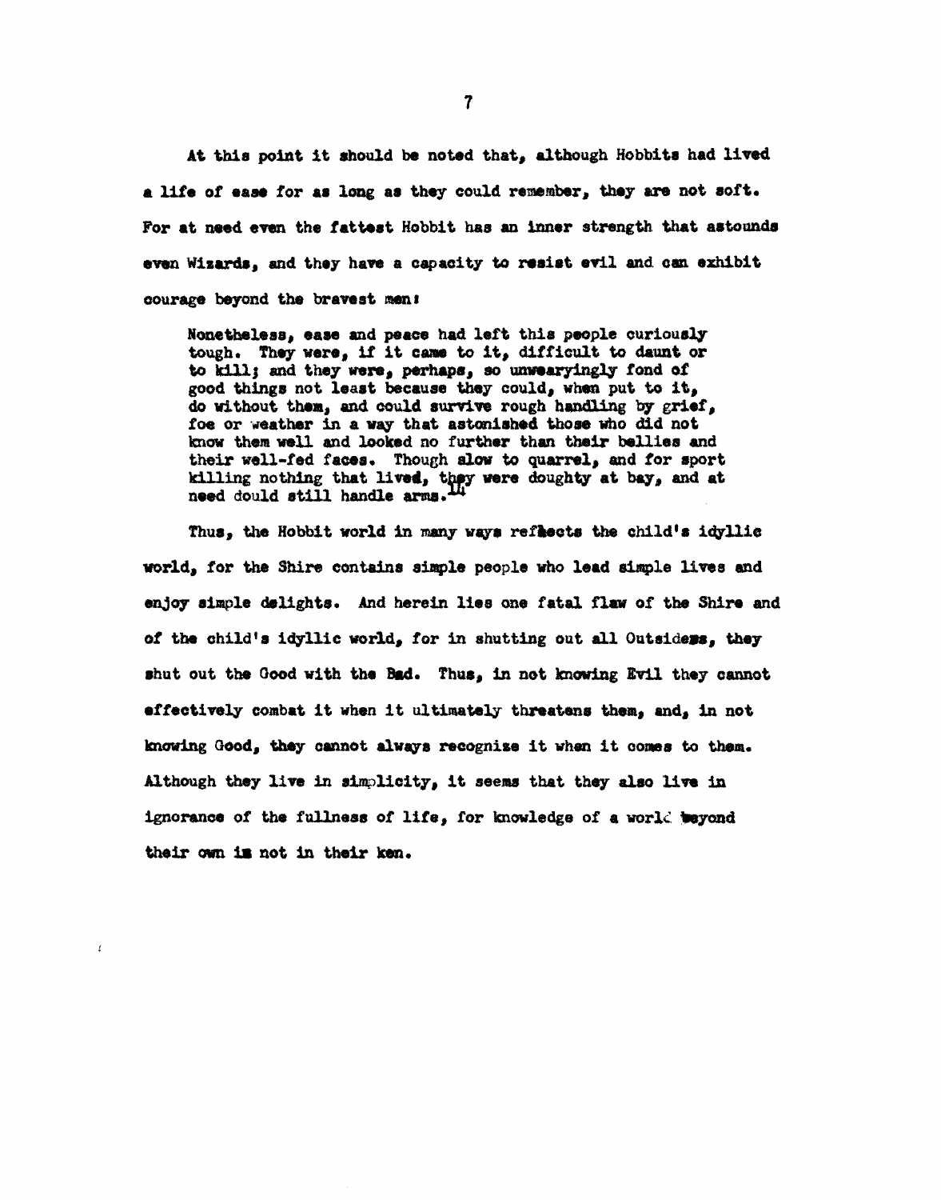At this point it should be noted that, although Hobbits had lived a life of ease for as long as they could remember, they are not soft. For at need even the fattest Hobbit has an inner strength that astounds even Wizards, and they have a capacity to resist evil and can exhibit courage beyond the bravest men:

> Nonetheless, ease and peace had left this people curiously tough. They were, if it came to it, difficult to daunt or to kill; and they were, perhaps, so unwearyingly fond of good things not least because they could, when put to it, do without them, and could survive rough handling by grief, foe or weather in a way that astonished those who did not know them well and looked no further than their bellies and their well-fed faces. Though slow to quarrel, and for sport killing nothing that lived, they were doughty at bay, and at need dould still handle arms.[14]

Thus, the Hobbit world in many ways reflects the child's idyllic world, for the Shire contains simple people who lead simple lives and enjoy simple delights. And herein lies one fatal flaw of the Shire and of the child's idyllic world, for in shutting out all Outsiders, they shut out the Good with the Bad. Thus, in not knowing Evil they cannot effectively combat it when it ultimately threatens them, and, in not knowing Good, they cannot always recognize it when it comes to them. Although they live in simplicity, it seems that they also live in ignorance of the fullness of life, for knowledge of a world beyond their own is not in their ken.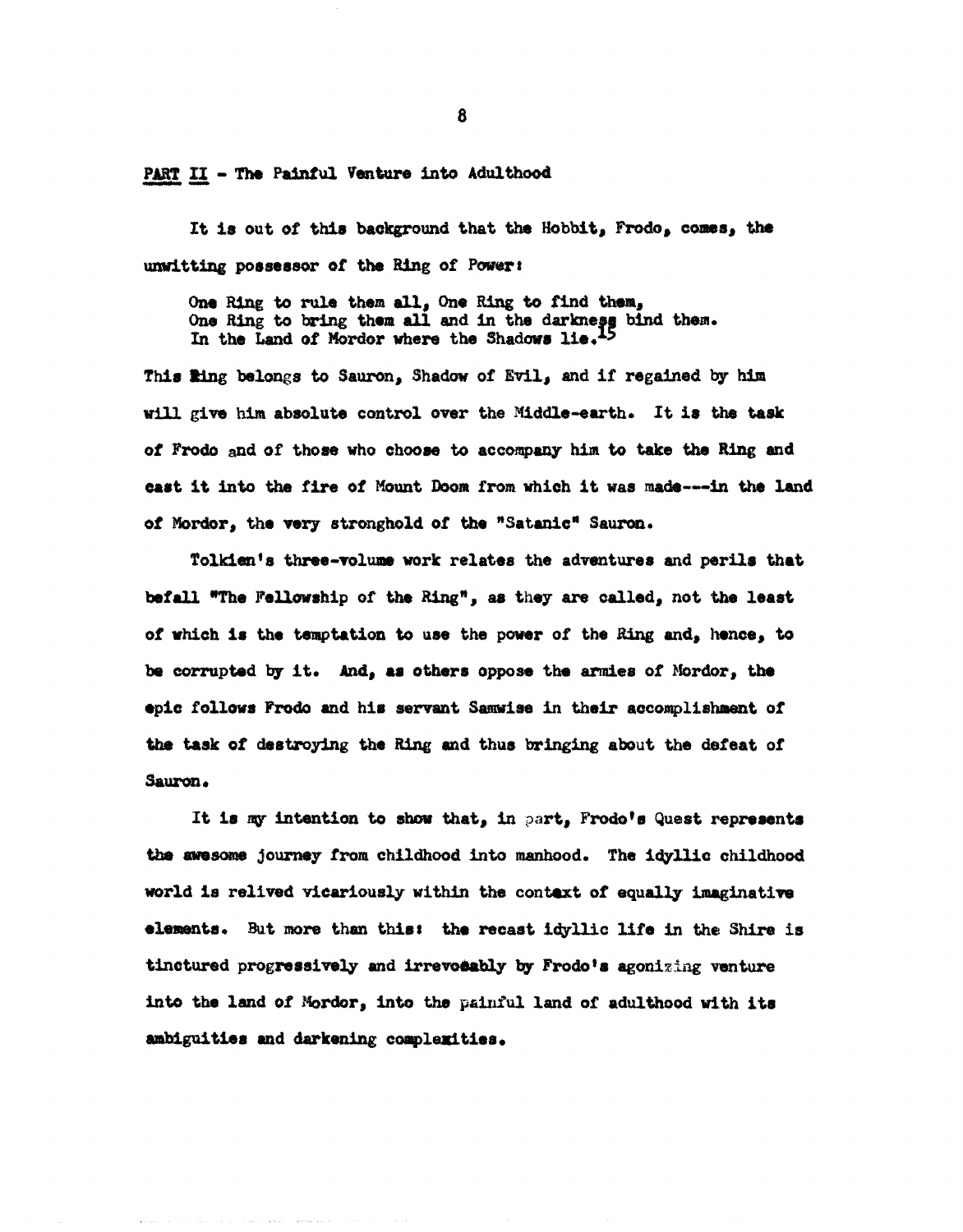PART II - The Painful Venture into Adulthood

It is out of this background that the Hobbit, Frodo, comes, the unwitting possessor of the Ring of Power:

> One Ring to rule them all, One Ring to find them,
> One Ring to bring them all and in the darkness bind them.
> In the Land of Mordor where the Shadows lie.[15]

This Ring belongs to Sauron, Shadow of Evil, and if regained by him will give him absolute control over the Middle-earth. It is the task of Frodo and of those who choose to accompany him to take the Ring and cast it into the fire of Mount Doom from which it was made---in the land of Mordor, the very stronghold of the "Satanic" Sauron.

Tolkien's three-volume work relates the adventures and perils that befall "The Fellowship of the Ring", as they are called, not the least of which is the temptation to use the power of the Ring and, hence, to be corrupted by it. And, as others oppose the armies of Mordor, the epic follows Frodo and his servant Samwise in their accomplishment of the task of destroying the Ring and thus bringing about the defeat of Sauron.

It is my intention to show that, in part, Frodo's Quest represents the awesome journey from childhood into manhood. The idyllic childhood world is relived vicariously within the context of equally imaginative elements. But more than this: the recast idyllic life in the Shire is tinctured progressively and irrevocably by Frodo's agonizing venture into the land of Mordor, into the painful land of adulthood with its ambiguities and darkening complexities.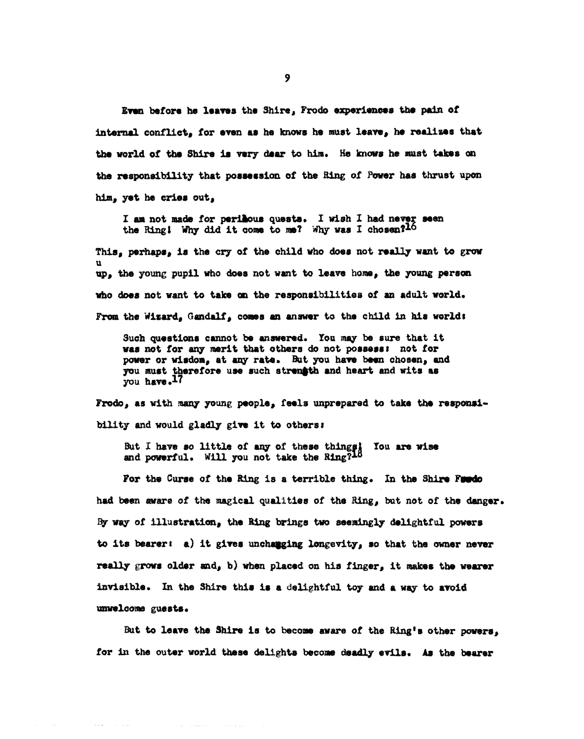Even before he leaves the Shire, Frodo experiences the pain of internal conflict, for even as he knows he must leave, he realizes that the world of the Shire is very dear to him. He knows he must takes on the responsibility that possession of the Ring of Power has thrust upon him, yet he cries out,

> I am not made for perilous quests. I wish I had never seen the Ring! Why did it come to me? Why was I chosen?[16]

This, perhaps, is the cry of the child who does not really want to grow up, the young pupil who does not want to leave home, the young person who does not want to take on the responsibilities of an adult world. From the Wizard, Gandalf, comes an answer to the child in his world:

> Such questions cannot be answered. You may be sure that it was not for any merit that others do not possess: not for power or wisdom, at any rate. But you have been chosen, and you must therefore use such strength and heart and wits as you have.[17]

Frodo, as with many young people, feels unprepared to take the responsibility and would gladly give it to others:

> But I have so little of any of these things! You are wise and powerful. Will you not take the Ring?[18]

For the Curse of the Ring is a terrible thing. In the Shire Frodo had been aware of the magical qualities of the Ring, but not of the danger. By way of illustration, the Ring brings two seemingly delightful powers to its bearer: a) it gives unchanging longevity, so that the owner never really grows older and, b) when placed on his finger, it makes the wearer invisible. In the Shire this is a delightful toy and a way to avoid unwelcome guests.

But to leave the Shire is to become aware of the Ring's other powers, for in the outer world these delights become deadly evils. As the bearer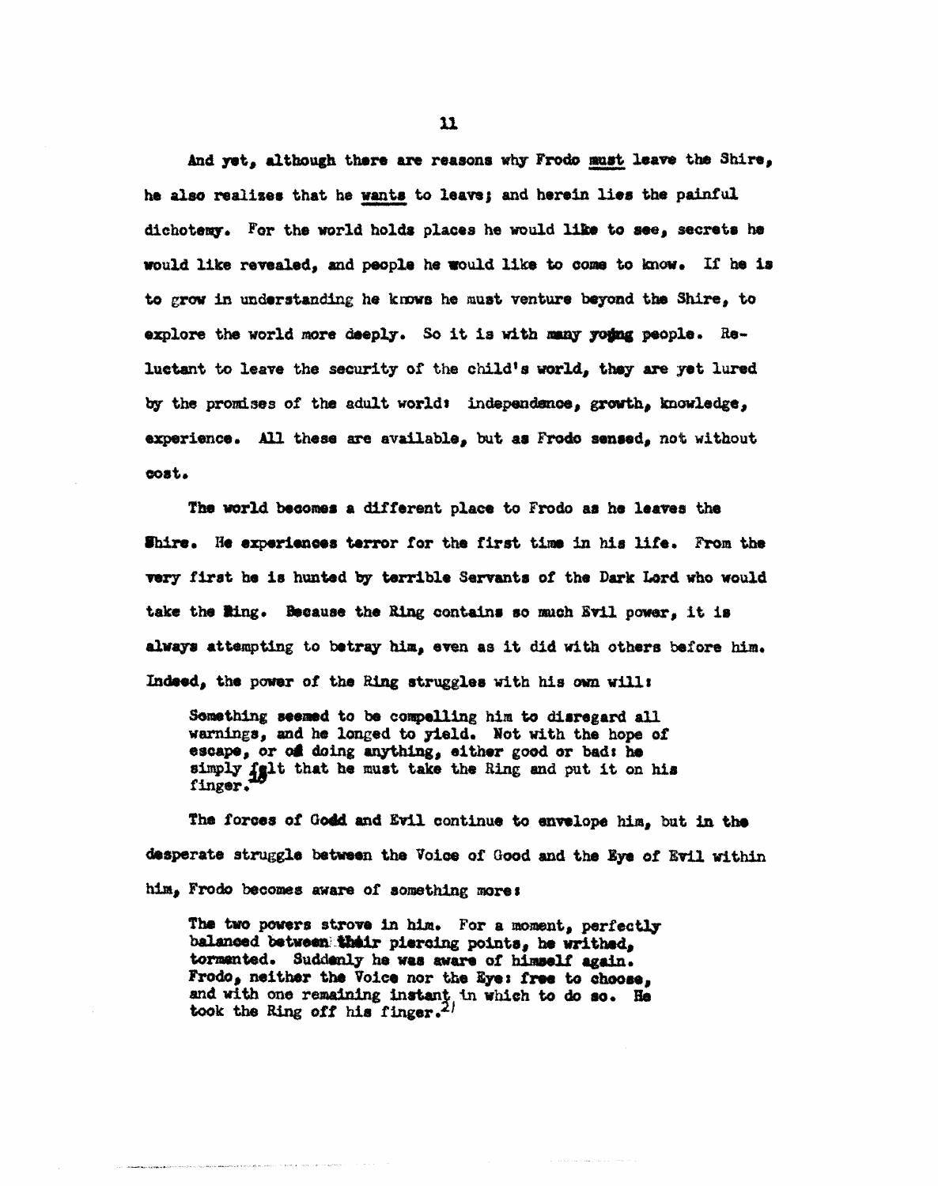And yet, although there are reasons why Frodo _must_ leave the Shire, he also realizes that he _wants_ to leave; and herein lies the painful dichotomy. For the world holds places he would like to see, secrets he would like revealed, and people he would like to come to know. If he is to grow in understanding he knows he must venture beyond the Shire, to explore the world more deeply. So it is with many young people. Reluctant to leave the security of the child's world, they are yet lured by the promises of the adult world: independence, growth, knowledge, experience. All these are available, but as Frodo sensed, not without cost.

The world becomes a different place to Frodo as he leaves the Shire. He experiences terror for the first time in his life. From the very first he is hunted by terrible Servants of the Dark Lord who would take the Ring. Because the Ring contains so much Evil power, it is always attempting to betray him, even as it did with others before him. Indeed, the power of the Ring struggles with his own will:

> Something seemed to be compelling him to disregard all warnings, and he longed to yield. Not with the hope of escape, or of doing anything, either good or bad: he simply felt that he must take the Ring and put it on his finger.[10]

The forces of Godd and Evil continue to envelope him, but in the desperate struggle between the Voice of Good and the Eye of Evil within him, Frodo becomes aware of something more:

> The two powers strove in him. For a moment, perfectly balanced between their piercing points, he writhed, tormented. Suddenly he was aware of himself again. Frodo, neither the Voice nor the Eye: free to choose, and with one remaining instant in which to do so. He took the Ring off his finger.[21]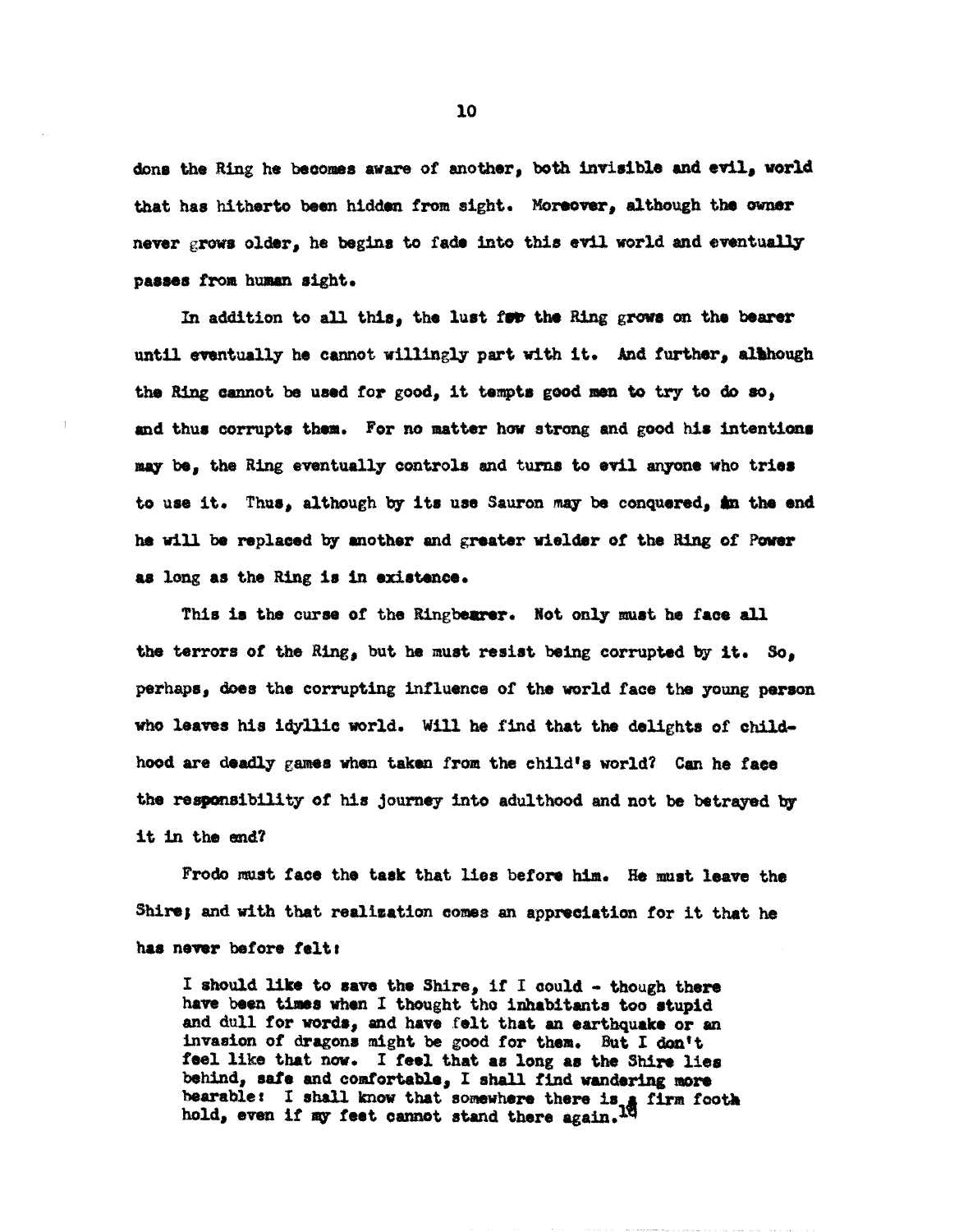dons the Ring he becomes aware of another, both invisible and evil, world that has hitherto been hidden from sight. Moreover, although the owner never grows older, he begins to fade into this evil world and eventually passes from human sight.

In addition to all this, the lust for the Ring grows on the bearer until eventually he cannot willingly part with it. And further, although the Ring cannot be used for good, it tempts good men to try to do so, and thus corrupts them. For no matter how strong and good his intentions may be, the Ring eventually controls and turns to evil anyone who tries to use it. Thus, although by its use Sauron may be conquered, in the end he will be replaced by another and greater wielder of the Ring of Power as long as the Ring is in existence.

This is the curse of the Ringbearer. Not only must he face all the terrors of the Ring, but he must resist being corrupted by it. So, perhaps, does the corrupting influence of the world face the young person who leaves his idyllic world. Will he find that the delights of childhood are deadly games when taken from the child's world? Can he face the responsibility of his journey into adulthood and not be betrayed by it in the end?

Frodo must face the task that lies before him. He must leave the Shire; and with that realization comes an appreciation for it that he has never before felt:

> I should like to save the Shire, if I could - though there have been times when I thought the inhabitants too stupid and dull for words, and have felt that an earthquake or an invasion of dragons might be good for them. But I don't feel like that now. I feel that as long as the Shire lies behind, safe and comfortable, I shall find wandering more bearable: I shall know that somewhere there is a firm foothold, even if my feet cannot stand there again.[18]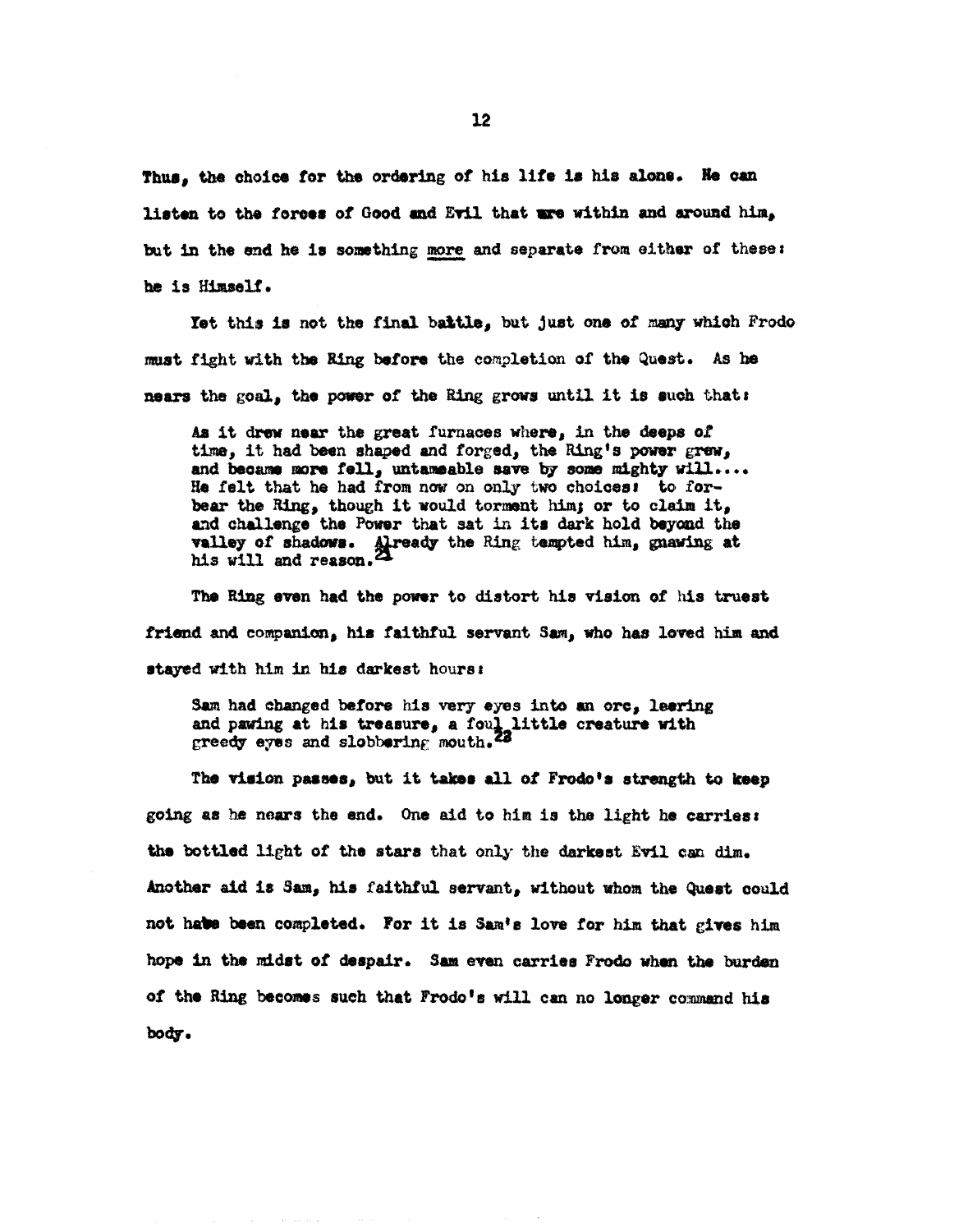Thus, the choice for the ordering of his life is his alone. He can listen to the forces of Good and Evil that are within and around him, but in the end he is something more and separate from either of these: he is Himself.

Yet this is not the final battle, but just one of many which Frodo must fight with the Ring before the completion of the Quest. As he nears the goal, the power of the Ring grows until it is such that:

> As it drew near the great furnaces where, in the deeps of time, it had been shaped and forged, the Ring's power grew, and became more fell, untameable save by some mighty will.... He felt that he had from now on only two choices: to forbear the Ring, though it would torment him; or to claim it, and challenge the Power that sat in its dark hold beyond the valley of shadows. Already the Ring tempted him, gnawing at his will and reason.[21]

The Ring even had the power to distort his vision of his truest friend and companion, his faithful servant Sam, who has loved him and stayed with him in his darkest hours:

> Sam had changed before his very eyes into an orc, leering and pawing at his treasure, a foul little creature with greedy eyes and slobbering mouth.[22]

The vision passes, but it takes all of Frodo's strength to keep going as he nears the end. One aid to him is the light he carries: the bottled light of the stars that only the darkest Evil can dim. Another aid is Sam, his faithful servant, without whom the Quest could not have been completed. For it is Sam's love for him that gives him hope in the midst of despair. Sam even carries Frodo when the burden of the Ring becomes such that Frodo's will can no longer command his body.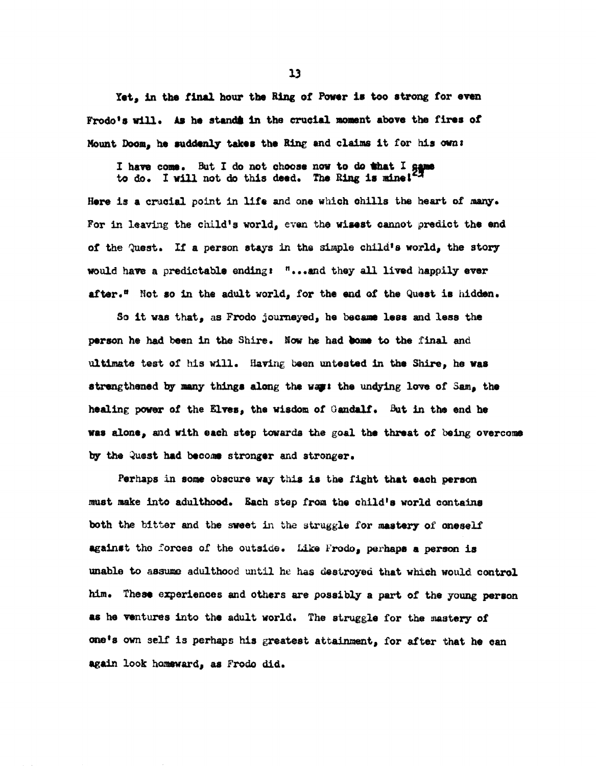Yet, in the final hour the Ring of Power is too strong for even Frodo's will. As he stands in the crucial moment above the fires of Mount Doom, he suddenly takes the Ring and claims it for his own:

> I have come. But I do not choose now to do what I came to do. I will not do this deed. The Ring is mine![23]

Here is a crucial point in life and one which chills the heart of many. For in leaving the child's world, even the wisest cannot predict the end of the Quest. If a person stays in the simple child's world, the story would have a predictable ending: "...and they all lived happily ever after." Not so in the adult world, for the end of the Quest is hidden.

So it was that, as Frodo journeyed, he became less and less the person he had been in the Shire. Now he had come to the final and ultimate test of his will. Having been untested in the Shire, he was strengthened by many things along the way: the undying love of Sam, the healing power of the Elves, the wisdom of Gandalf. But in the end he was alone, and with each step towards the goal the threat of being overcome by the Quest had become stronger and stronger.

Perhaps in some obscure way this is the fight that each person must make into adulthood. Each step from the child's world contains both the bitter and the sweet in the struggle for mastery of oneself against the forces of the outside. Like Frodo, perhaps a person is unable to assume adulthood until he has destroyed that which would control him. These experiences and others are possibly a part of the young person as he ventures into the adult world. The struggle for the mastery of one's own self is perhaps his greatest attainment, for after that he can again look homeward, as Frodo did.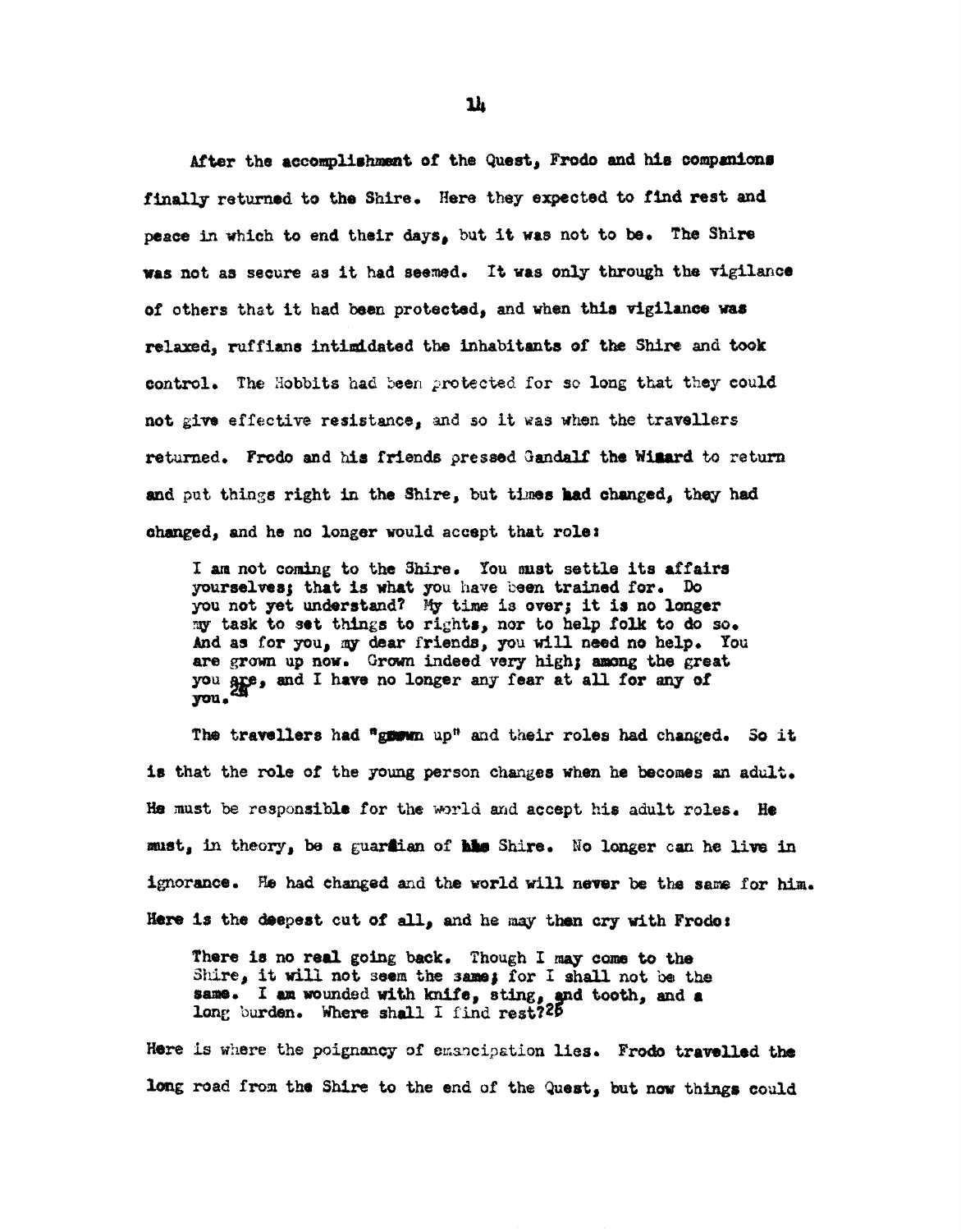After the accomplishment of the Quest, Frodo and his companions finally returned to the Shire. Here they expected to find rest and peace in which to end their days, but it was not to be. The Shire was not as secure as it had seemed. It was only through the vigilance of others that it had been protected, and when this vigilance was relaxed, ruffians intimidated the inhabitants of the Shire and took control. The Hobbits had been protected for so long that they could not give effective resistance, and so it was when the travellers returned. Frodo and his friends pressed Gandalf the Wizard to return and put things right in the Shire, but times had changed, they had changed, and he no longer would accept that role:

> I am not coming to the Shire. You must settle its affairs yourselves; that is what you have been trained for. Do you not yet understand? My time is over; it is no longer my task to set things to rights, nor to help folk to do so. And as for you, my dear friends, you will need no help. You are grown up now. Grown indeed very high; among the great you are, and I have no longer any fear at all for any of you.[24]

The travellers had "grown up" and their roles had changed. So it is that the role of the young person changes when he becomes an adult. He must be responsible for the world and accept his adult roles. He must, in theory, be a guardian of his Shire. No longer can he live in ignorance. He had changed and the world will never be the same for him. Here is the deepest cut of all, and he may then cry with Frodo:

> There is no real going back. Though I may come to the Shire, it will not seem the same; for I shall not be the same. I am wounded with knife, sting, and tooth, and a long burden. Where shall I find rest?[25]

Here is where the poignancy of emancipation lies. Frodo travelled the long road from the Shire to the end of the Quest, but now things could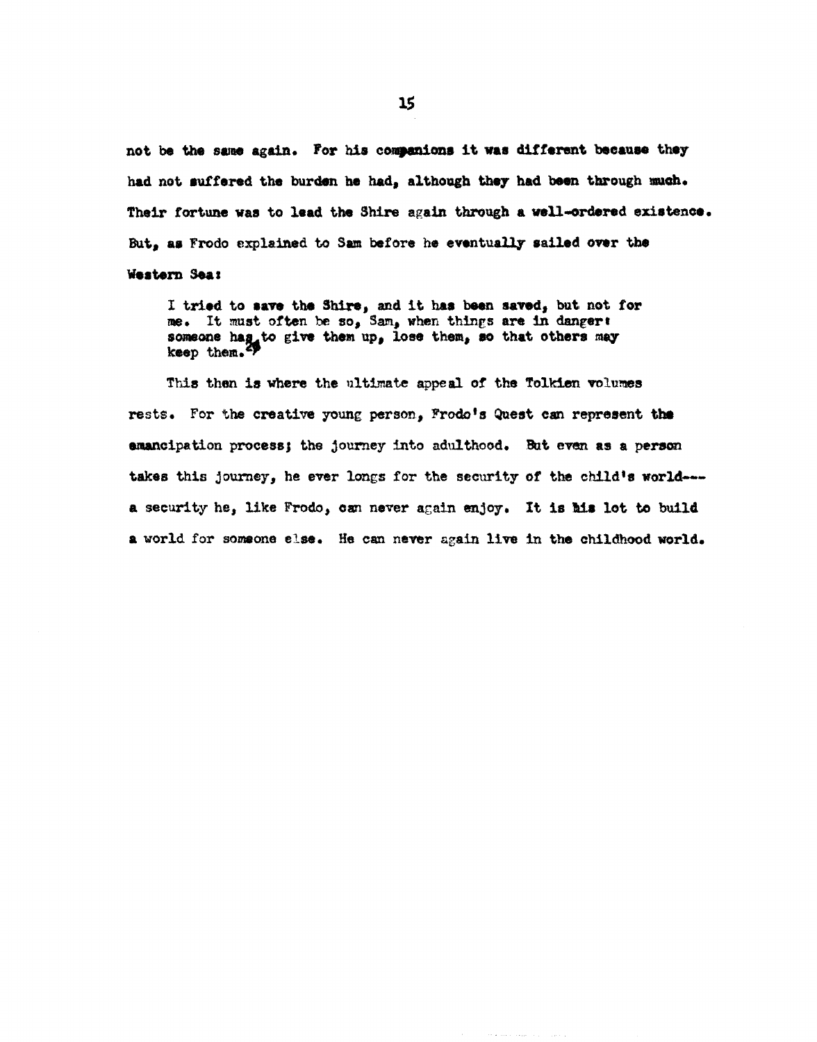not be the same again. For his companions it was different because they had not suffered the burden he had, although they had been through much. Their fortune was to lead the Shire again through a well-ordered existence. But, as Frodo explained to Sam before he eventually sailed over the Western Sea:

> I tried to save the Shire, and it has been saved, but not for me. It must often be so, Sam, when things are in danger: someone has to give them up, lose them, so that others may keep them.[29]

This then is where the ultimate appeal of the Tolkien volumes rests. For the creative young person, Frodo's Quest can represent the emancipation process; the journey into adulthood. But even as a person takes this journey, he ever longs for the security of the child's world--- a security he, like Frodo, can never again enjoy. It is his lot to build a world for someone else. He can never again live in the childhood world.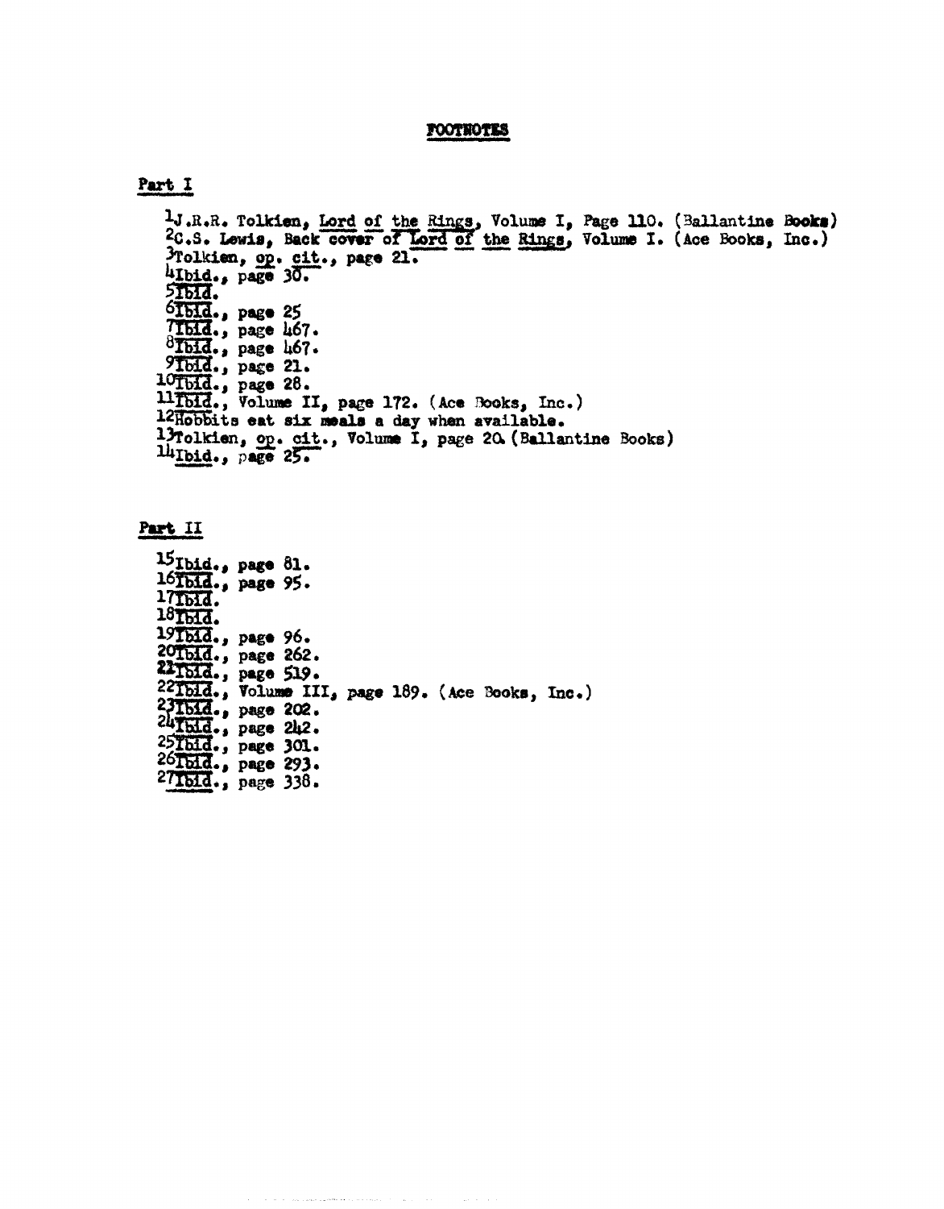# FOOTNOTES

## Part I

[1] J.R.R. Tolkien, Lord of the Rings, Volume I, Page 110. (Ballantine Books)
[2] C.S. Lewis, Back cover of Lord of the Rings, Volume I. (Ace Books, Inc.)
[3] Tolkien, op. cit., page 21.
[4] Ibid., page 30.
[5] Ibid.
[6] Ibid., page 25
[7] Ibid., page 467.
[8] Ibid., page 467.
[9] Ibid., page 21.
[10] Ibid., page 28.
[11] Ibid., Volume II, page 172. (Ace Books, Inc.)
[12] Hobbits eat six meals a day when available.
[13] Tolkien, op. cit., Volume I, page 20. (Ballantine Books)
[14] Ibid., page 25.

## Part II

[15] Ibid., page 81.
[16] Ibid., page 95.
[17] Ibid.
[18] Ibid.
[19] Ibid., page 96.
[20] Ibid., page 262.
[21] Ibid., page 519.
[22] Ibid., Volume III, page 189. (Ace Books, Inc.)
[23] Ibid., page 202.
[24] Ibid., page 242.
[25] Ibid., page 301.
[26] Ibid., page 293.
[27] Ibid., page 338.